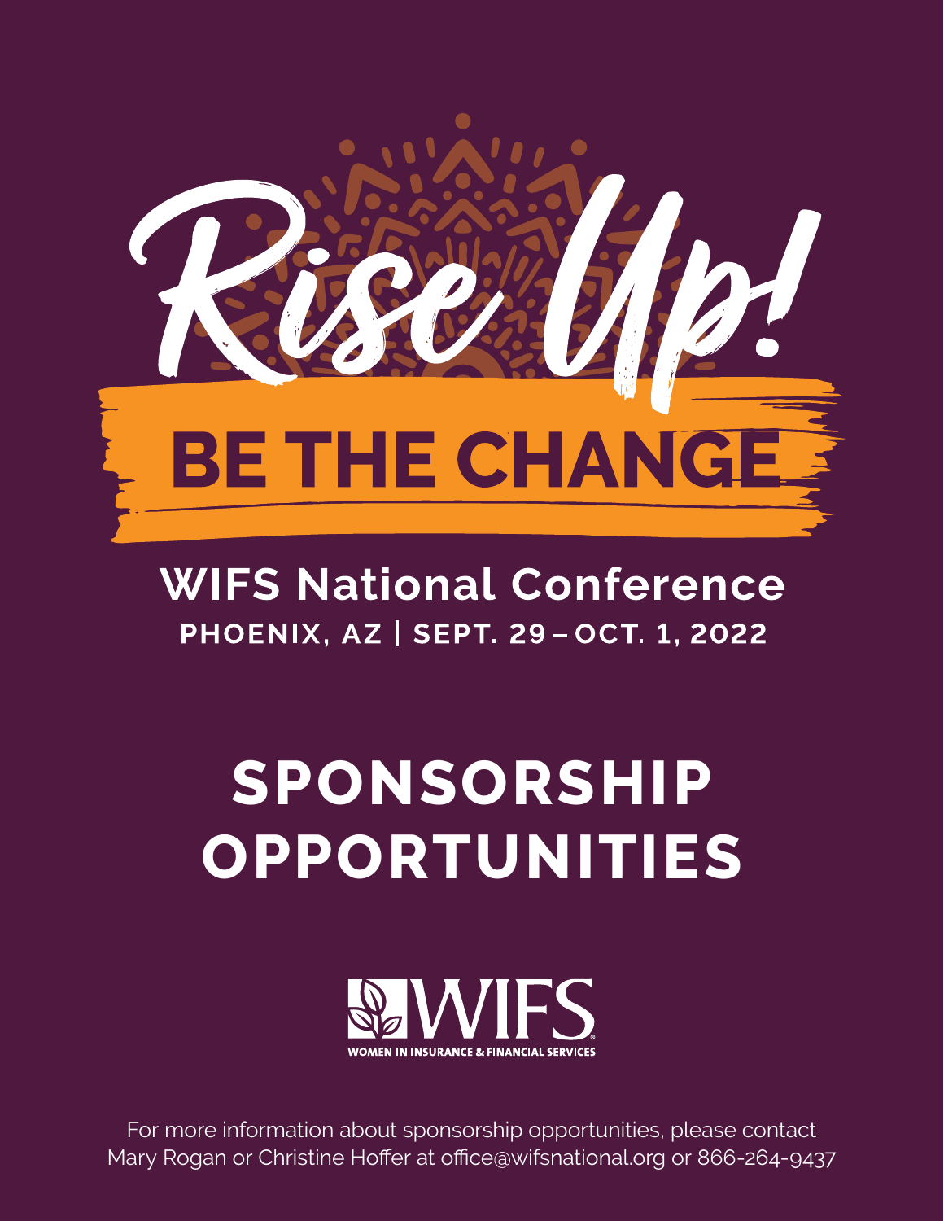# Rise Up!

## BE THE CHANGE

## WIFS National Conference

**PHOENIX, AZ | SEPT. 29 – OCT. 1, 2022**

# SPONSORSHIP OPPORTUNITIES

WIFS
WOMEN IN INSURANCE & FINANCIAL SERVICES

For more information about sponsorship opportunities, please contact Mary Rogan or Christine Hoffer at office@wifsnational.org or 866-264-9437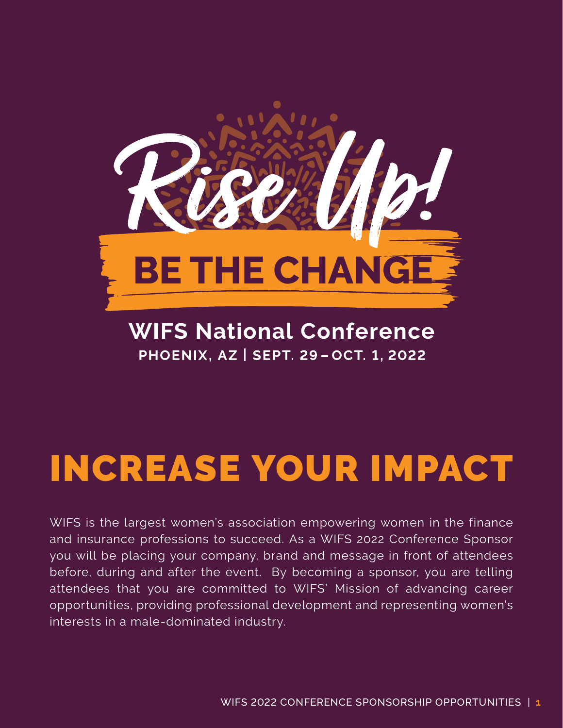# Rise Up!

## BE THE CHANGE

**WIFS National Conference**

**PHOENIX, AZ | SEPT. 29 – OCT. 1, 2022**

# INCREASE YOUR IMPACT

WIFS is the largest women's association empowering women in the finance and insurance professions to succeed. As a WIFS 2022 Conference Sponsor you will be placing your company, brand and message in front of attendees before, during and after the event. By becoming a sponsor, you are telling attendees that you are committed to WIFS' Mission of advancing career opportunities, providing professional development and representing women's interests in a male-dominated industry.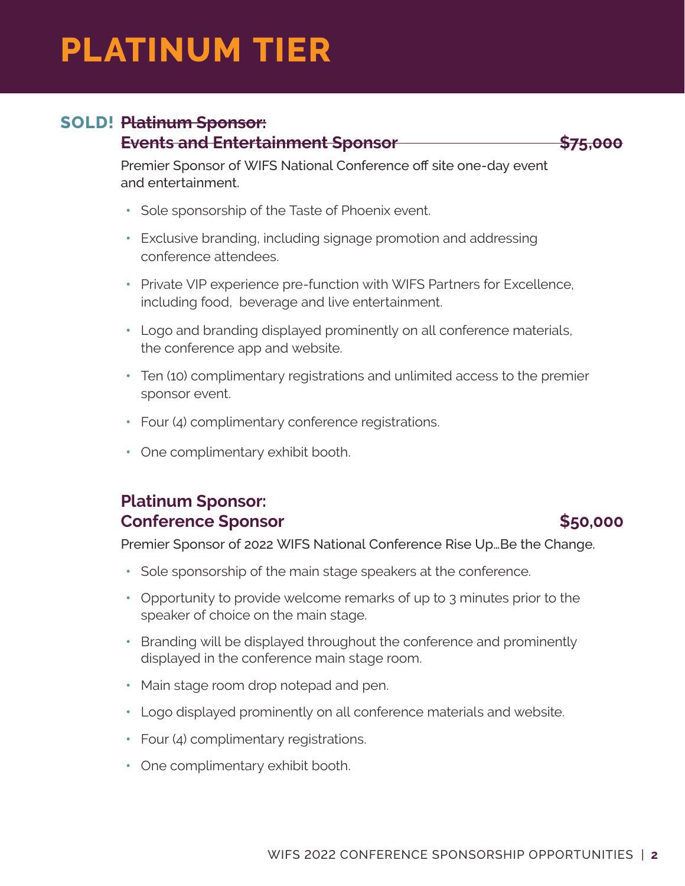# PLATINUM TIER

## SOLD! ~~Platinum Sponsor: Events and Entertainment Sponsor — $75,000~~

Premier Sponsor of WIFS National Conference off site one-day event and entertainment.

- Sole sponsorship of the Taste of Phoenix event.
- Exclusive branding, including signage promotion and addressing conference attendees.
- Private VIP experience pre-function with WIFS Partners for Excellence, including food, beverage and live entertainment.
- Logo and branding displayed prominently on all conference materials, the conference app and website.
- Ten (10) complimentary registrations and unlimited access to the premier sponsor event.
- Four (4) complimentary conference registrations.
- One complimentary exhibit booth.

## Platinum Sponsor: Conference Sponsor — $50,000

Premier Sponsor of 2022 WIFS National Conference Rise Up…Be the Change.

- Sole sponsorship of the main stage speakers at the conference.
- Opportunity to provide welcome remarks of up to 3 minutes prior to the speaker of choice on the main stage.
- Branding will be displayed throughout the conference and prominently displayed in the conference main stage room.
- Main stage room drop notepad and pen.
- Logo displayed prominently on all conference materials and website.
- Four (4) complimentary registrations.
- One complimentary exhibit booth.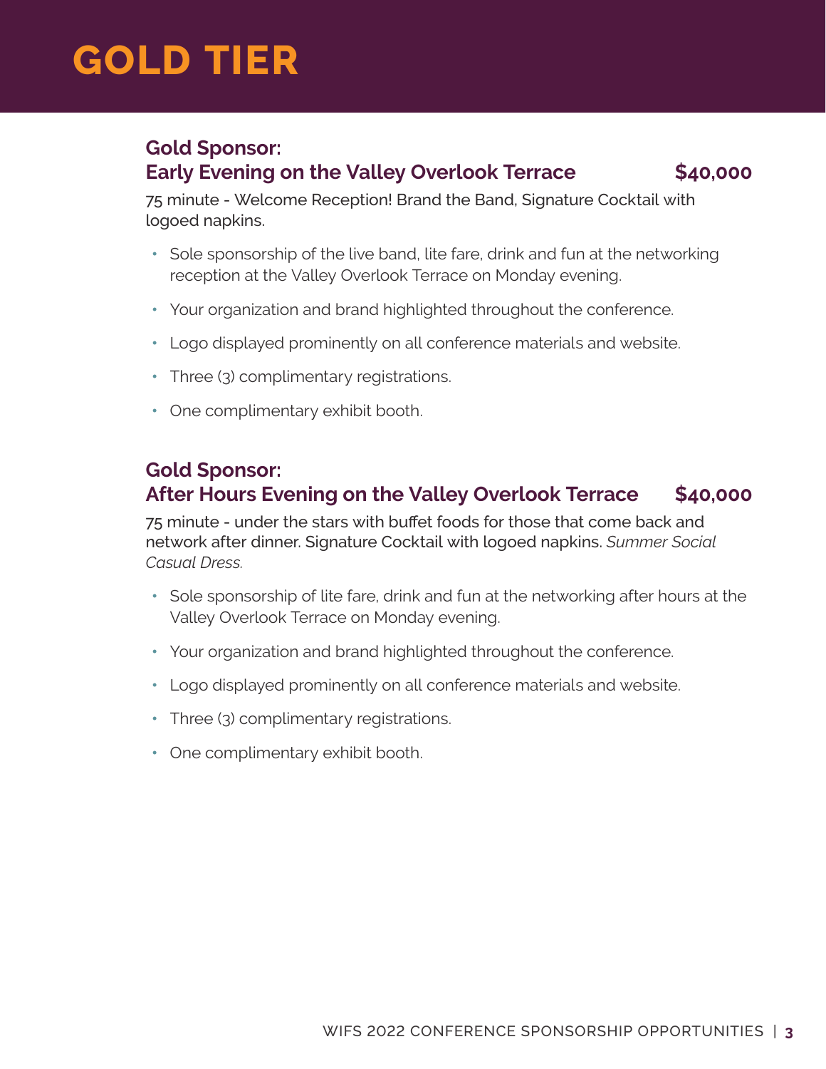# GOLD TIER

### Gold Sponsor:
### Early Evening on the Valley Overlook Terrace — $40,000

75 minute - Welcome Reception! Brand the Band, Signature Cocktail with logoed napkins.

- Sole sponsorship of the live band, lite fare, drink and fun at the networking reception at the Valley Overlook Terrace on Monday evening.
- Your organization and brand highlighted throughout the conference.
- Logo displayed prominently on all conference materials and website.
- Three (3) complimentary registrations.
- One complimentary exhibit booth.

### Gold Sponsor:
### After Hours Evening on the Valley Overlook Terrace — $40,000

75 minute - under the stars with buffet foods for those that come back and network after dinner. Signature Cocktail with logoed napkins. *Summer Social Casual Dress.*

- Sole sponsorship of lite fare, drink and fun at the networking after hours at the Valley Overlook Terrace on Monday evening.
- Your organization and brand highlighted throughout the conference.
- Logo displayed prominently on all conference materials and website.
- Three (3) complimentary registrations.
- One complimentary exhibit booth.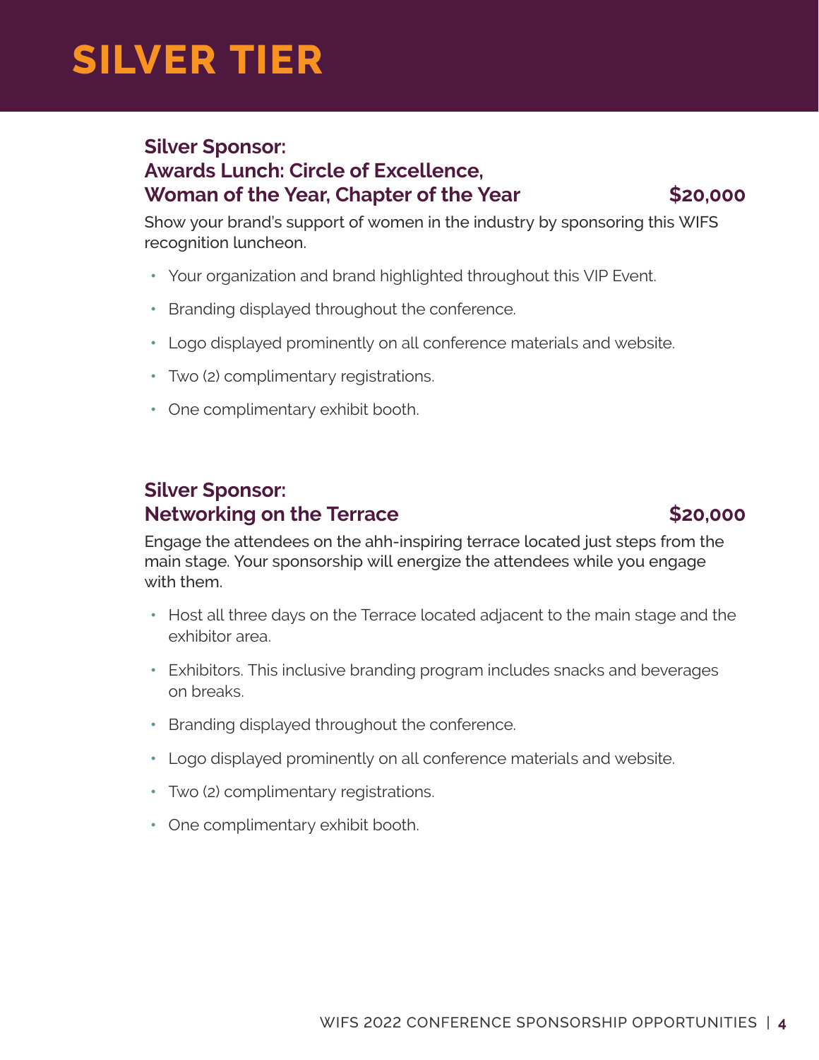# SILVER TIER

## Silver Sponsor: Awards Lunch: Circle of Excellence, Woman of the Year, Chapter of the Year — $20,000

Show your brand's support of women in the industry by sponsoring this WIFS recognition luncheon.

- Your organization and brand highlighted throughout this VIP Event.
- Branding displayed throughout the conference.
- Logo displayed prominently on all conference materials and website.
- Two (2) complimentary registrations.
- One complimentary exhibit booth.

## Silver Sponsor: Networking on the Terrace — $20,000

Engage the attendees on the ahh-inspiring terrace located just steps from the main stage. Your sponsorship will energize the attendees while you engage with them.

- Host all three days on the Terrace located adjacent to the main stage and the exhibitor area.
- Exhibitors. This inclusive branding program includes snacks and beverages on breaks.
- Branding displayed throughout the conference.
- Logo displayed prominently on all conference materials and website.
- Two (2) complimentary registrations.
- One complimentary exhibit booth.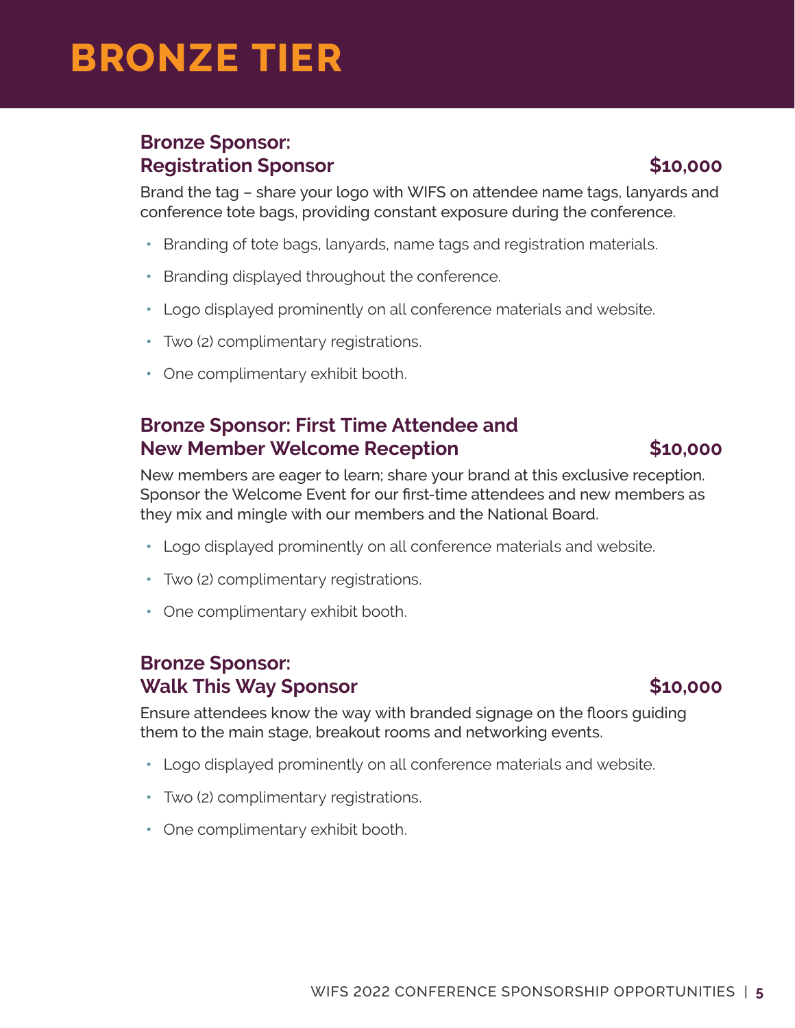# BRONZE TIER

## Bronze Sponsor: Registration Sponsor — $10,000

Brand the tag – share your logo with WIFS on attendee name tags, lanyards and conference tote bags, providing constant exposure during the conference.

- Branding of tote bags, lanyards, name tags and registration materials.
- Branding displayed throughout the conference.
- Logo displayed prominently on all conference materials and website.
- Two (2) complimentary registrations.
- One complimentary exhibit booth.

## Bronze Sponsor: First Time Attendee and New Member Welcome Reception — $10,000

New members are eager to learn; share your brand at this exclusive reception. Sponsor the Welcome Event for our first-time attendees and new members as they mix and mingle with our members and the National Board.

- Logo displayed prominently on all conference materials and website.
- Two (2) complimentary registrations.
- One complimentary exhibit booth.

## Bronze Sponsor: Walk This Way Sponsor — $10,000

Ensure attendees know the way with branded signage on the floors guiding them to the main stage, breakout rooms and networking events.

- Logo displayed prominently on all conference materials and website.
- Two (2) complimentary registrations.
- One complimentary exhibit booth.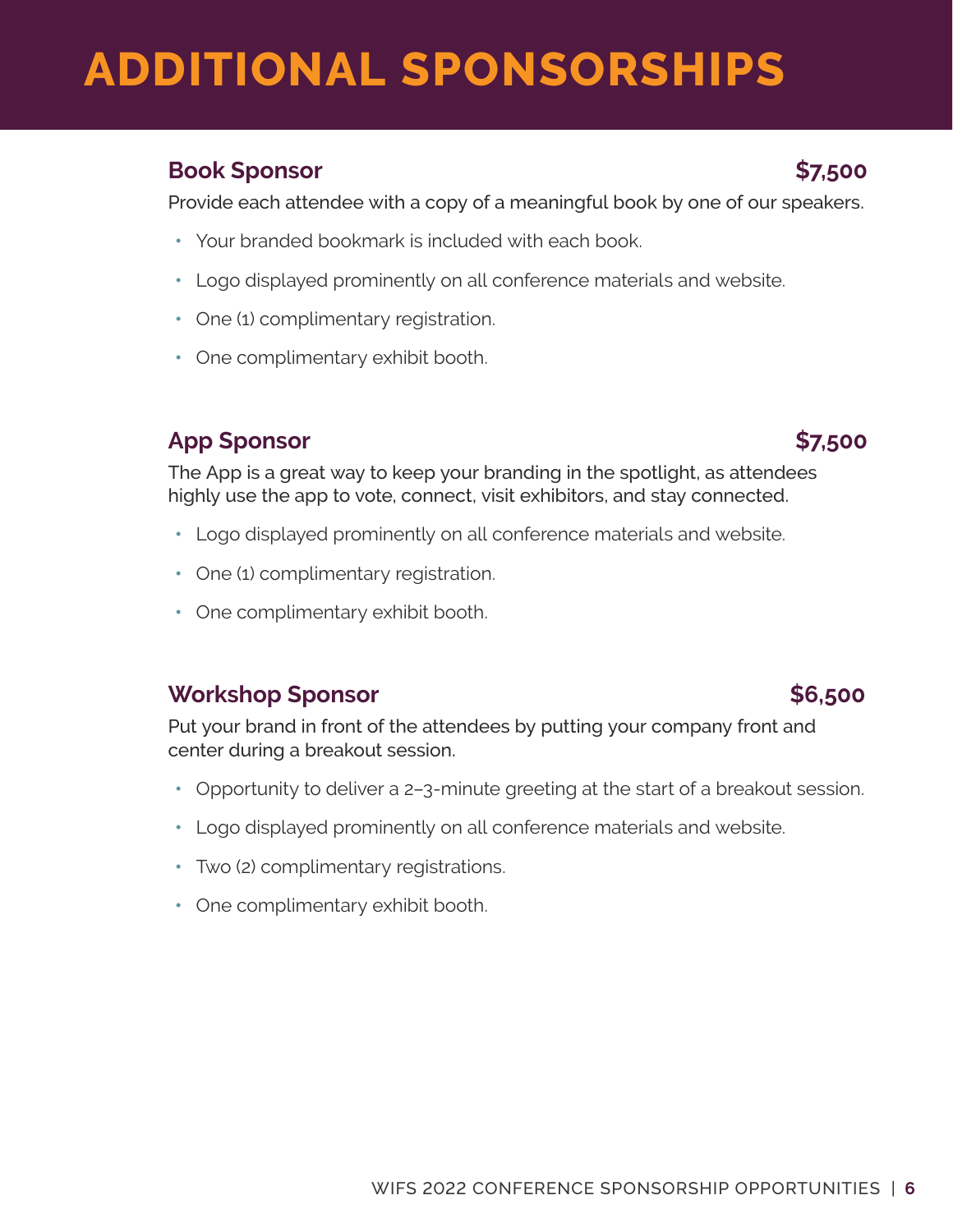# ADDITIONAL SPONSORSHIPS

### Book Sponsor — $7,500

Provide each attendee with a copy of a meaningful book by one of our speakers.

- Your branded bookmark is included with each book.
- Logo displayed prominently on all conference materials and website.
- One (1) complimentary registration.
- One complimentary exhibit booth.

### App Sponsor — $7,500

The App is a great way to keep your branding in the spotlight, as attendees highly use the app to vote, connect, visit exhibitors, and stay connected.

- Logo displayed prominently on all conference materials and website.
- One (1) complimentary registration.
- One complimentary exhibit booth.

### Workshop Sponsor — $6,500

Put your brand in front of the attendees by putting your company front and center during a breakout session.

- Opportunity to deliver a 2–3-minute greeting at the start of a breakout session.
- Logo displayed prominently on all conference materials and website.
- Two (2) complimentary registrations.
- One complimentary exhibit booth.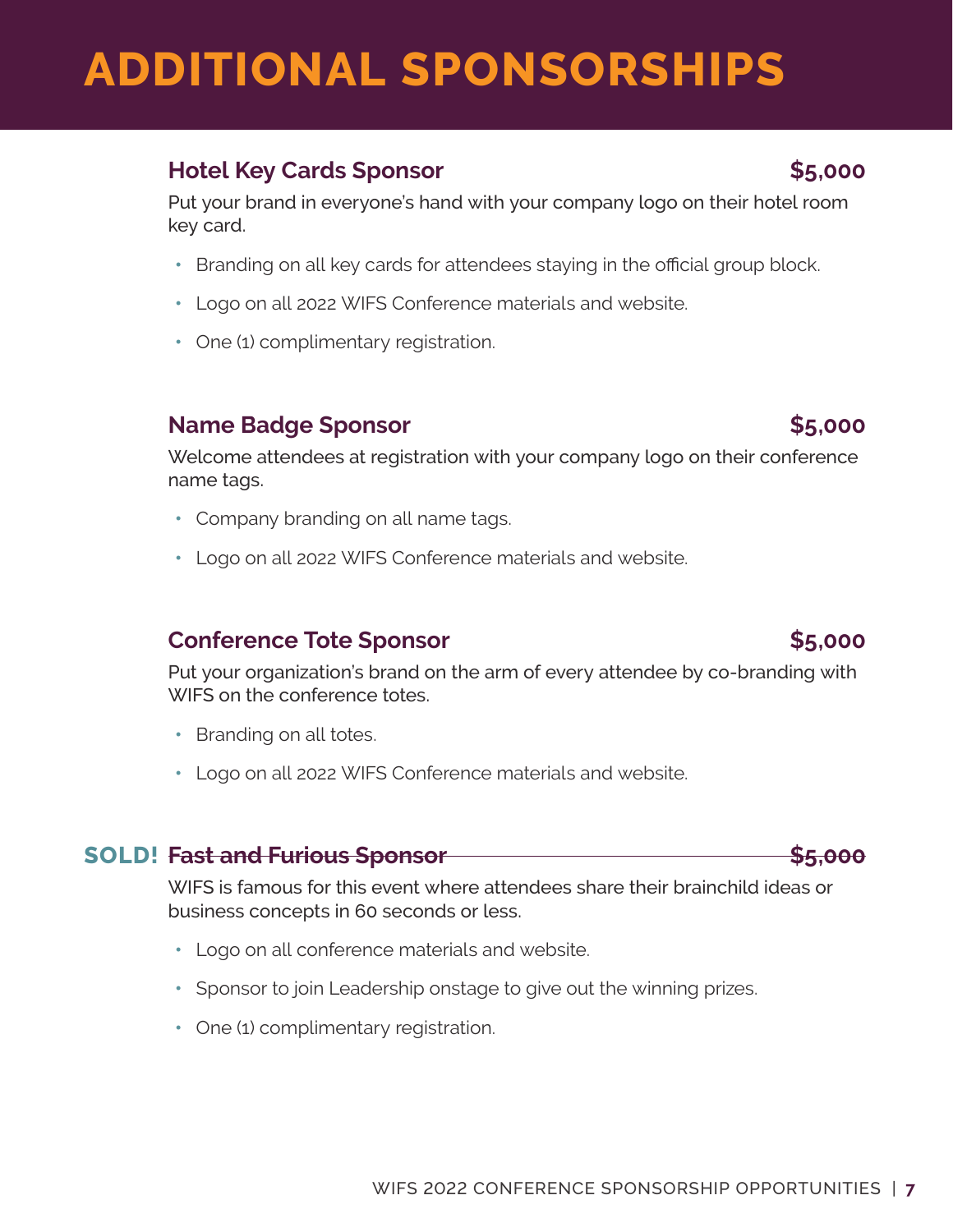# ADDITIONAL SPONSORSHIPS

## Hotel Key Cards Sponsor — $5,000

Put your brand in everyone's hand with your company logo on their hotel room key card.

- Branding on all key cards for attendees staying in the official group block.
- Logo on all 2022 WIFS Conference materials and website.
- One (1) complimentary registration.

## Name Badge Sponsor — $5,000

Welcome attendees at registration with your company logo on their conference name tags.

- Company branding on all name tags.
- Logo on all 2022 WIFS Conference materials and website.

## Conference Tote Sponsor — $5,000

Put your organization's brand on the arm of every attendee by co-branding with WIFS on the conference totes.

- Branding on all totes.
- Logo on all 2022 WIFS Conference materials and website.

## SOLD! ~~Fast and Furious Sponsor — $5,000~~

WIFS is famous for this event where attendees share their brainchild ideas or business concepts in 60 seconds or less.

- Logo on all conference materials and website.
- Sponsor to join Leadership onstage to give out the winning prizes.
- One (1) complimentary registration.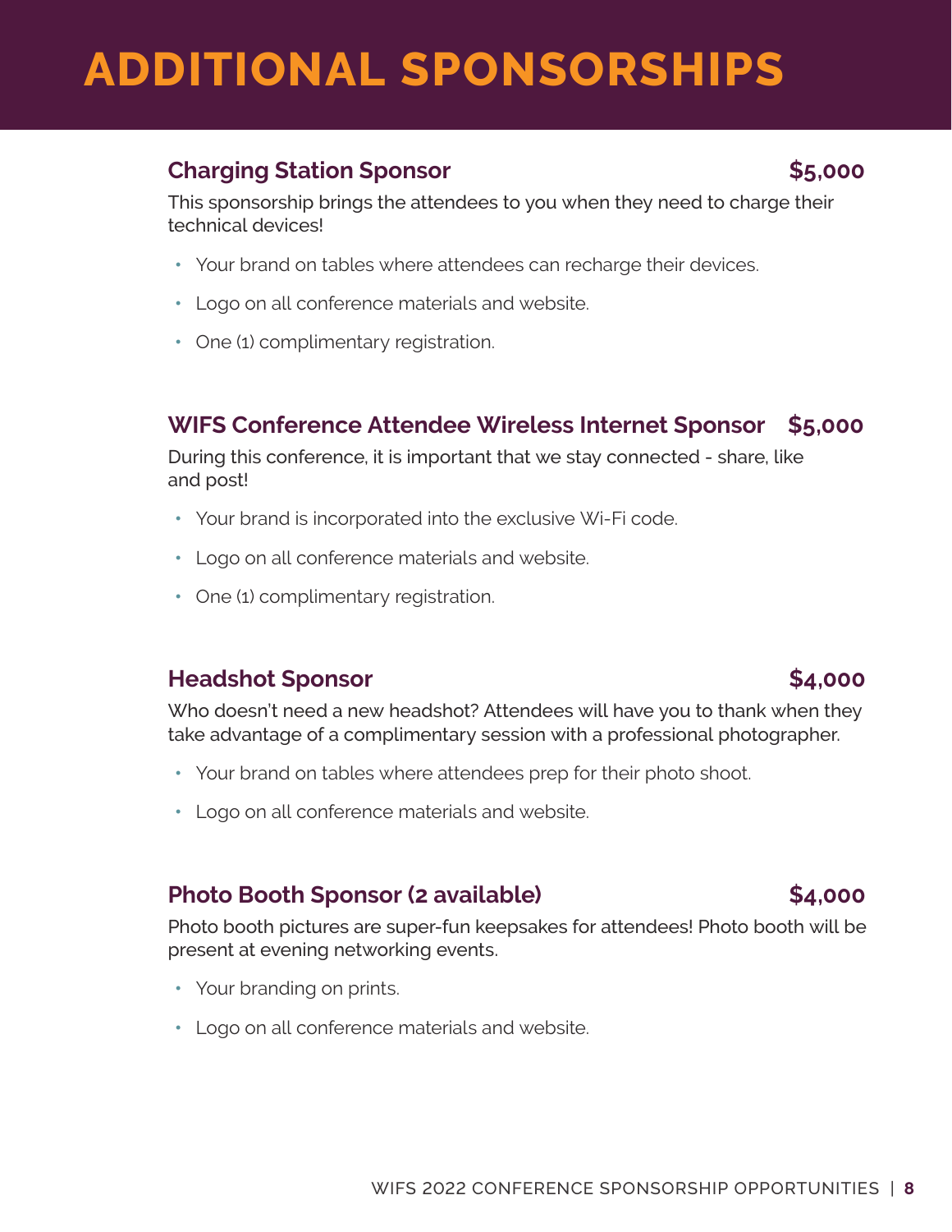# ADDITIONAL SPONSORSHIPS

## Charging Station Sponsor — $5,000

This sponsorship brings the attendees to you when they need to charge their technical devices!

- Your brand on tables where attendees can recharge their devices.
- Logo on all conference materials and website.
- One (1) complimentary registration.

## WIFS Conference Attendee Wireless Internet Sponsor — $5,000

During this conference, it is important that we stay connected - share, like and post!

- Your brand is incorporated into the exclusive Wi-Fi code.
- Logo on all conference materials and website.
- One (1) complimentary registration.

## Headshot Sponsor — $4,000

Who doesn't need a new headshot? Attendees will have you to thank when they take advantage of a complimentary session with a professional photographer.

- Your brand on tables where attendees prep for their photo shoot.
- Logo on all conference materials and website.

## Photo Booth Sponsor (2 available) — $4,000

Photo booth pictures are super-fun keepsakes for attendees! Photo booth will be present at evening networking events.

- Your branding on prints.
- Logo on all conference materials and website.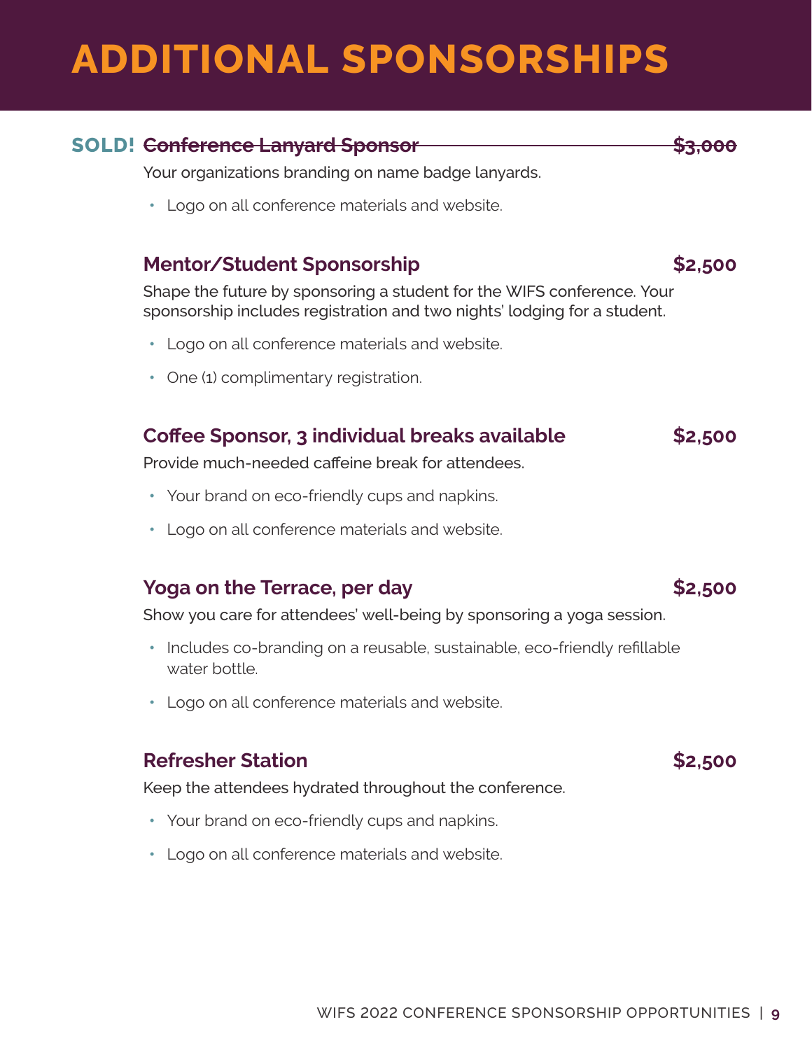# ADDITIONAL SPONSORSHIPS

### SOLD! ~~Conference Lanyard Sponsor — $3,000~~

Your organizations branding on name badge lanyards.

- Logo on all conference materials and website.

### Mentor/Student Sponsorship — $2,500

Shape the future by sponsoring a student for the WIFS conference. Your sponsorship includes registration and two nights' lodging for a student.

- Logo on all conference materials and website.
- One (1) complimentary registration.

### Coffee Sponsor, 3 individual breaks available — $2,500

Provide much-needed caffeine break for attendees.

- Your brand on eco-friendly cups and napkins.
- Logo on all conference materials and website.

### Yoga on the Terrace, per day — $2,500

Show you care for attendees' well-being by sponsoring a yoga session.

- Includes co-branding on a reusable, sustainable, eco-friendly refillable water bottle.
- Logo on all conference materials and website.

### Refresher Station — $2,500

Keep the attendees hydrated throughout the conference.

- Your brand on eco-friendly cups and napkins.
- Logo on all conference materials and website.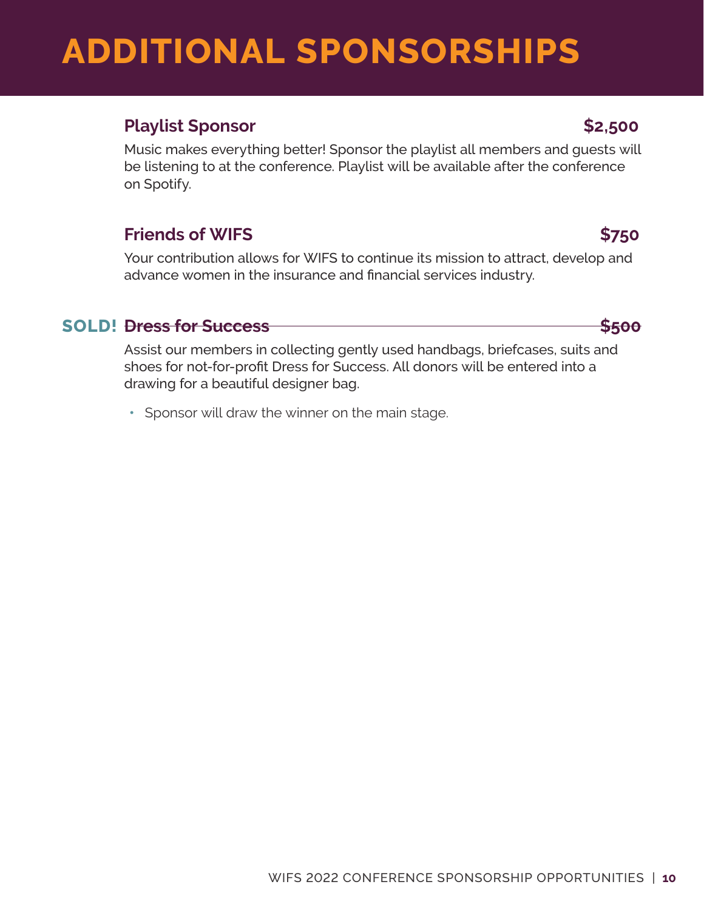# ADDITIONAL SPONSORSHIPS

### Playlist Sponsor — $2,500

Music makes everything better! Sponsor the playlist all members and guests will be listening to at the conference. Playlist will be available after the conference on Spotify.

### Friends of WIFS — $750

Your contribution allows for WIFS to continue its mission to attract, develop and advance women in the insurance and financial services industry.

### SOLD! ~~Dress for Success — $500~~

Assist our members in collecting gently used handbags, briefcases, suits and shoes for not-for-profit Dress for Success. All donors will be entered into a drawing for a beautiful designer bag.

- Sponsor will draw the winner on the main stage.